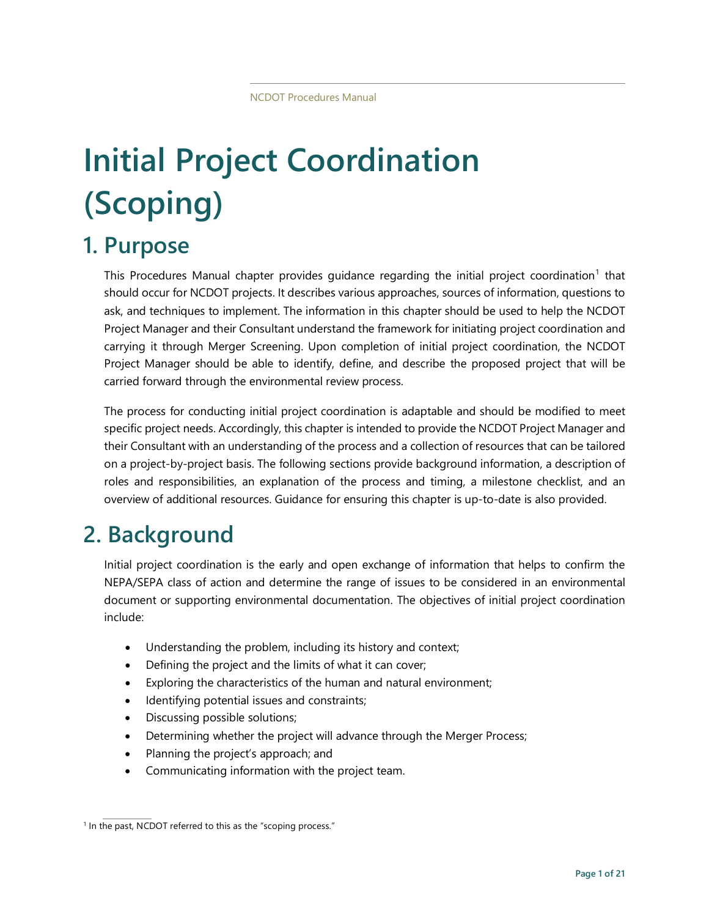# Initial Project Coordination (Scoping)

## 1. Purpose

This Procedures Manual chapter provides guidance regarding the initial project coordination[1] that should occur for NCDOT projects. It describes various approaches, sources of information, questions to ask, and techniques to implement. The information in this chapter should be used to help the NCDOT Project Manager and their Consultant understand the framework for initiating project coordination and carrying it through Merger Screening. Upon completion of initial project coordination, the NCDOT Project Manager should be able to identify, define, and describe the proposed project that will be carried forward through the environmental review process.

The process for conducting initial project coordination is adaptable and should be modified to meet specific project needs. Accordingly, this chapter is intended to provide the NCDOT Project Manager and their Consultant with an understanding of the process and a collection of resources that can be tailored on a project-by-project basis. The following sections provide background information, a description of roles and responsibilities, an explanation of the process and timing, a milestone checklist, and an overview of additional resources. Guidance for ensuring this chapter is up-to-date is also provided.

## 2. Background

Initial project coordination is the early and open exchange of information that helps to confirm the NEPA/SEPA class of action and determine the range of issues to be considered in an environmental document or supporting environmental documentation. The objectives of initial project coordination include:

- Understanding the problem, including its history and context;
- Defining the project and the limits of what it can cover;
- Exploring the characteristics of the human and natural environment;
- Identifying potential issues and constraints;
- Discussing possible solutions;
- Determining whether the project will advance through the Merger Process;
- Planning the project's approach; and
- Communicating information with the project team.

[1] In the past, NCDOT referred to this as the "scoping process."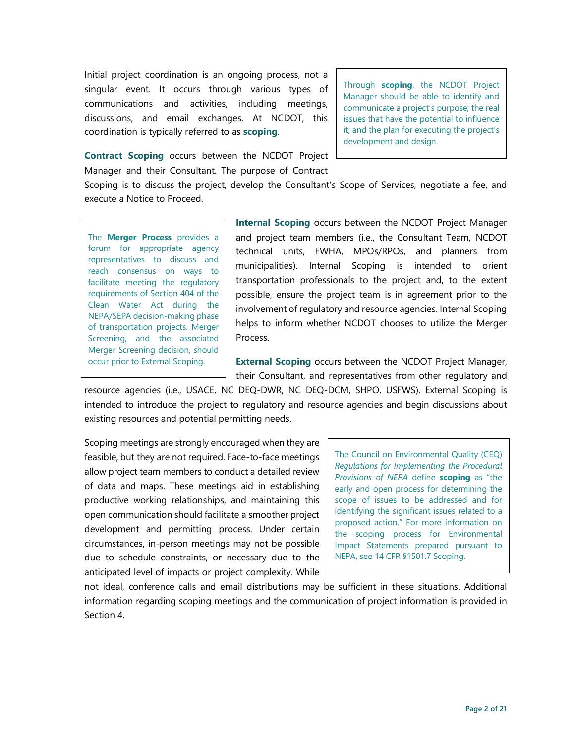Initial project coordination is an ongoing process, not a singular event. It occurs through various types of communications and activities, including meetings, discussions, and email exchanges. At NCDOT, this coordination is typically referred to as **scoping**.

> Through **scoping**, the NCDOT Project Manager should be able to identify and communicate a project's purpose; the real issues that have the potential to influence it; and the plan for executing the project's development and design.

**Contract Scoping** occurs between the NCDOT Project Manager and their Consultant. The purpose of Contract Scoping is to discuss the project, develop the Consultant's Scope of Services, negotiate a fee, and execute a Notice to Proceed.

**Internal Scoping** occurs between the NCDOT Project Manager and project team members (i.e., the Consultant Team, NCDOT technical units, FWHA, MPOs/RPOs, and planners from municipalities). Internal Scoping is intended to orient transportation professionals to the project and, to the extent possible, ensure the project team is in agreement prior to the involvement of regulatory and resource agencies. Internal Scoping helps to inform whether NCDOT chooses to utilize the Merger Process.

> The **Merger Process** provides a forum for appropriate agency representatives to discuss and reach consensus on ways to facilitate meeting the regulatory requirements of Section 404 of the Clean Water Act during the NEPA/SEPA decision-making phase of transportation projects. Merger Screening, and the associated Merger Screening decision, should occur prior to External Scoping.

**External Scoping** occurs between the NCDOT Project Manager, their Consultant, and representatives from other regulatory and resource agencies (i.e., USACE, NC DEQ-DWR, NC DEQ-DCM, SHPO, USFWS). External Scoping is intended to introduce the project to regulatory and resource agencies and begin discussions about existing resources and potential permitting needs.

Scoping meetings are strongly encouraged when they are feasible, but they are not required. Face-to-face meetings allow project team members to conduct a detailed review of data and maps. These meetings aid in establishing productive working relationships, and maintaining this open communication should facilitate a smoother project development and permitting process. Under certain circumstances, in-person meetings may not be possible due to schedule constraints, or necessary due to the anticipated level of impacts or project complexity. While not ideal, conference calls and email distributions may be sufficient in these situations. Additional information regarding scoping meetings and the communication of project information is provided in Section 4.

> The Council on Environmental Quality (CEQ) *Regulations for Implementing the Procedural Provisions of NEPA* define **scoping** as "the early and open process for determining the scope of issues to be addressed and for identifying the significant issues related to a proposed action." For more information on the scoping process for Environmental Impact Statements prepared pursuant to NEPA, see 14 CFR §1501.7 Scoping.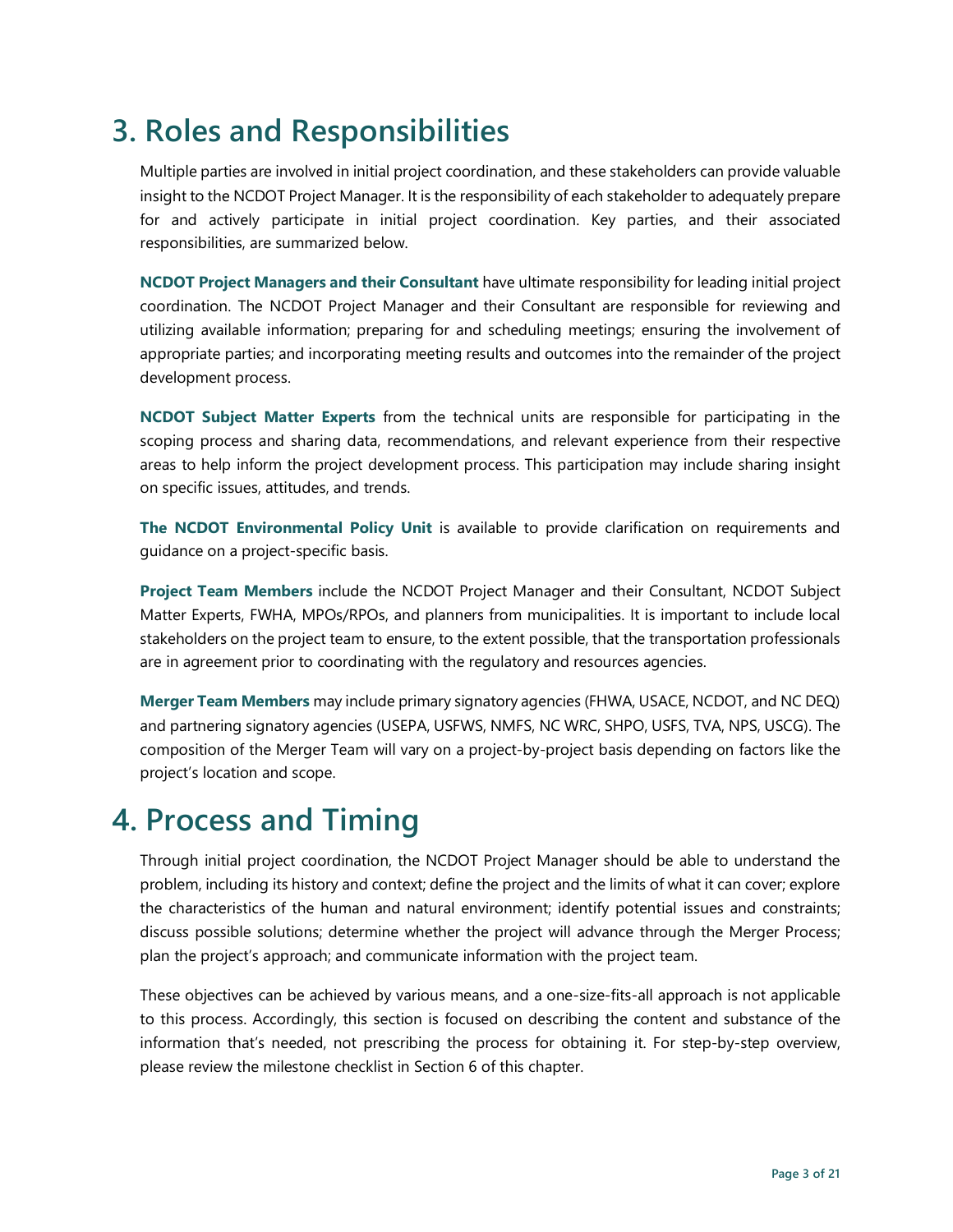# 3. Roles and Responsibilities

Multiple parties are involved in initial project coordination, and these stakeholders can provide valuable insight to the NCDOT Project Manager. It is the responsibility of each stakeholder to adequately prepare for and actively participate in initial project coordination. Key parties, and their associated responsibilities, are summarized below.

**NCDOT Project Managers and their Consultant** have ultimate responsibility for leading initial project coordination. The NCDOT Project Manager and their Consultant are responsible for reviewing and utilizing available information; preparing for and scheduling meetings; ensuring the involvement of appropriate parties; and incorporating meeting results and outcomes into the remainder of the project development process.

**NCDOT Subject Matter Experts** from the technical units are responsible for participating in the scoping process and sharing data, recommendations, and relevant experience from their respective areas to help inform the project development process. This participation may include sharing insight on specific issues, attitudes, and trends.

**The NCDOT Environmental Policy Unit** is available to provide clarification on requirements and guidance on a project-specific basis.

**Project Team Members** include the NCDOT Project Manager and their Consultant, NCDOT Subject Matter Experts, FWHA, MPOs/RPOs, and planners from municipalities. It is important to include local stakeholders on the project team to ensure, to the extent possible, that the transportation professionals are in agreement prior to coordinating with the regulatory and resources agencies.

**Merger Team Members** may include primary signatory agencies (FHWA, USACE, NCDOT, and NC DEQ) and partnering signatory agencies (USEPA, USFWS, NMFS, NC WRC, SHPO, USFS, TVA, NPS, USCG). The composition of the Merger Team will vary on a project-by-project basis depending on factors like the project's location and scope.

# 4. Process and Timing

Through initial project coordination, the NCDOT Project Manager should be able to understand the problem, including its history and context; define the project and the limits of what it can cover; explore the characteristics of the human and natural environment; identify potential issues and constraints; discuss possible solutions; determine whether the project will advance through the Merger Process; plan the project's approach; and communicate information with the project team.

These objectives can be achieved by various means, and a one-size-fits-all approach is not applicable to this process. Accordingly, this section is focused on describing the content and substance of the information that's needed, not prescribing the process for obtaining it. For step-by-step overview, please review the milestone checklist in Section 6 of this chapter.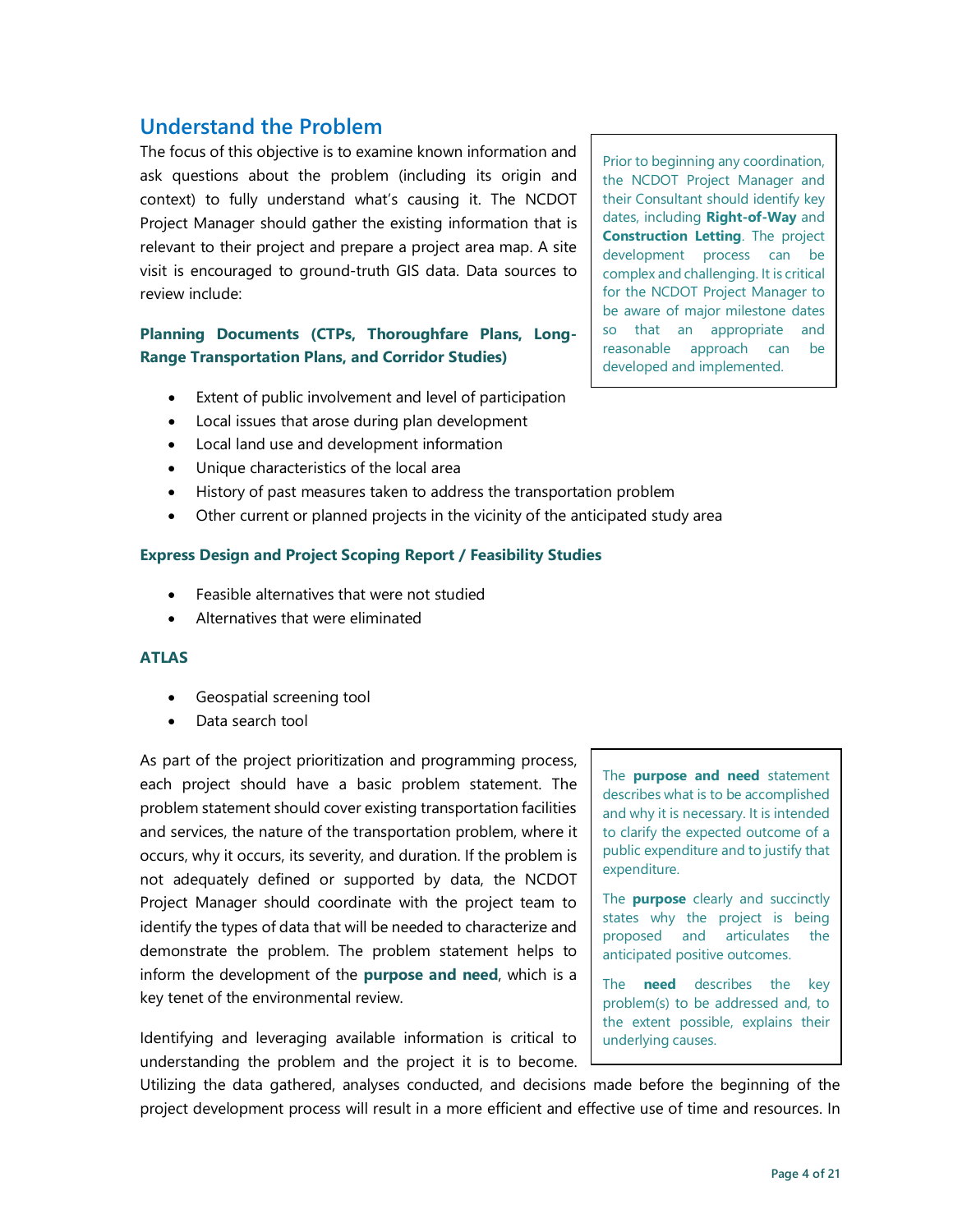## Understand the Problem

The focus of this objective is to examine known information and ask questions about the problem (including its origin and context) to fully understand what's causing it. The NCDOT Project Manager should gather the existing information that is relevant to their project and prepare a project area map. A site visit is encouraged to ground-truth GIS data. Data sources to review include:

> Prior to beginning any coordination, the NCDOT Project Manager and their Consultant should identify key dates, including **Right-of-Way** and **Construction Letting**. The project development process can be complex and challenging. It is critical for the NCDOT Project Manager to be aware of major milestone dates so that an appropriate and reasonable approach can be developed and implemented.

**Planning Documents (CTPs, Thoroughfare Plans, Long-Range Transportation Plans, and Corridor Studies)**

- Extent of public involvement and level of participation
- Local issues that arose during plan development
- Local land use and development information
- Unique characteristics of the local area
- History of past measures taken to address the transportation problem
- Other current or planned projects in the vicinity of the anticipated study area

**Express Design and Project Scoping Report / Feasibility Studies**

- Feasible alternatives that were not studied
- Alternatives that were eliminated

**ATLAS**

- Geospatial screening tool
- Data search tool

As part of the project prioritization and programming process, each project should have a basic problem statement. The problem statement should cover existing transportation facilities and services, the nature of the transportation problem, where it occurs, why it occurs, its severity, and duration. If the problem is not adequately defined or supported by data, the NCDOT Project Manager should coordinate with the project team to identify the types of data that will be needed to characterize and demonstrate the problem. The problem statement helps to inform the development of the **purpose and need**, which is a key tenet of the environmental review.

> The **purpose and need** statement describes what is to be accomplished and why it is necessary. It is intended to clarify the expected outcome of a public expenditure and to justify that expenditure.
>
> The **purpose** clearly and succinctly states why the project is being proposed and articulates the anticipated positive outcomes.
>
> The **need** describes the key problem(s) to be addressed and, to the extent possible, explains their underlying causes.

Identifying and leveraging available information is critical to understanding the problem and the project it is to become. Utilizing the data gathered, analyses conducted, and decisions made before the beginning of the project development process will result in a more efficient and effective use of time and resources. In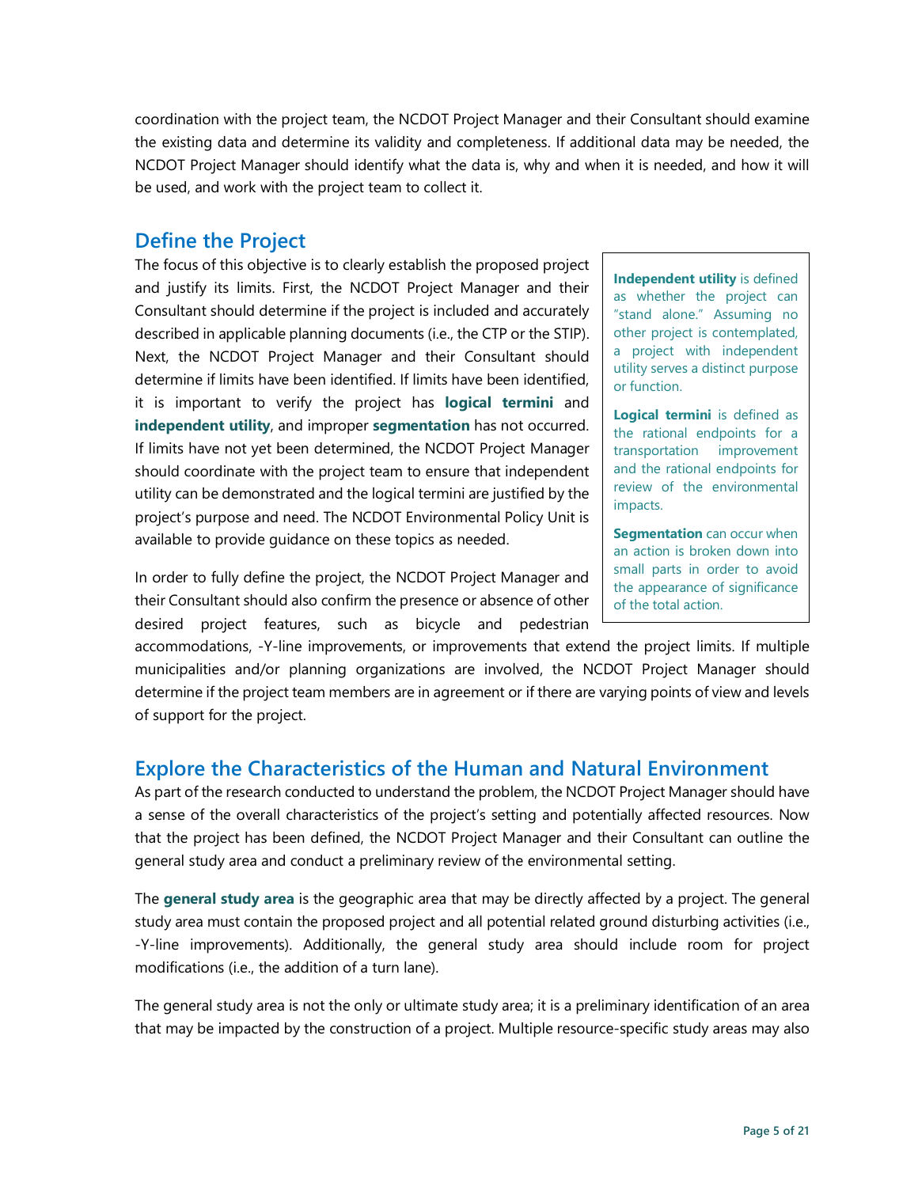coordination with the project team, the NCDOT Project Manager and their Consultant should examine the existing data and determine its validity and completeness. If additional data may be needed, the NCDOT Project Manager should identify what the data is, why and when it is needed, and how it will be used, and work with the project team to collect it.

## Define the Project

The focus of this objective is to clearly establish the proposed project and justify its limits. First, the NCDOT Project Manager and their Consultant should determine if the project is included and accurately described in applicable planning documents (i.e., the CTP or the STIP). Next, the NCDOT Project Manager and their Consultant should determine if limits have been identified. If limits have been identified, it is important to verify the project has **logical termini** and **independent utility**, and improper **segmentation** has not occurred. If limits have not yet been determined, the NCDOT Project Manager should coordinate with the project team to ensure that independent utility can be demonstrated and the logical termini are justified by the project's purpose and need. The NCDOT Environmental Policy Unit is available to provide guidance on these topics as needed.

> **Independent utility** is defined as whether the project can "stand alone." Assuming no other project is contemplated, a project with independent utility serves a distinct purpose or function.
>
> **Logical termini** is defined as the rational endpoints for a transportation improvement and the rational endpoints for review of the environmental impacts.
>
> **Segmentation** can occur when an action is broken down into small parts in order to avoid the appearance of significance of the total action.

In order to fully define the project, the NCDOT Project Manager and their Consultant should also confirm the presence or absence of other desired project features, such as bicycle and pedestrian accommodations, -Y-line improvements, or improvements that extend the project limits. If multiple municipalities and/or planning organizations are involved, the NCDOT Project Manager should determine if the project team members are in agreement or if there are varying points of view and levels of support for the project.

## Explore the Characteristics of the Human and Natural Environment

As part of the research conducted to understand the problem, the NCDOT Project Manager should have a sense of the overall characteristics of the project's setting and potentially affected resources. Now that the project has been defined, the NCDOT Project Manager and their Consultant can outline the general study area and conduct a preliminary review of the environmental setting.

The **general study area** is the geographic area that may be directly affected by a project. The general study area must contain the proposed project and all potential related ground disturbing activities (i.e., -Y-line improvements). Additionally, the general study area should include room for project modifications (i.e., the addition of a turn lane).

The general study area is not the only or ultimate study area; it is a preliminary identification of an area that may be impacted by the construction of a project. Multiple resource-specific study areas may also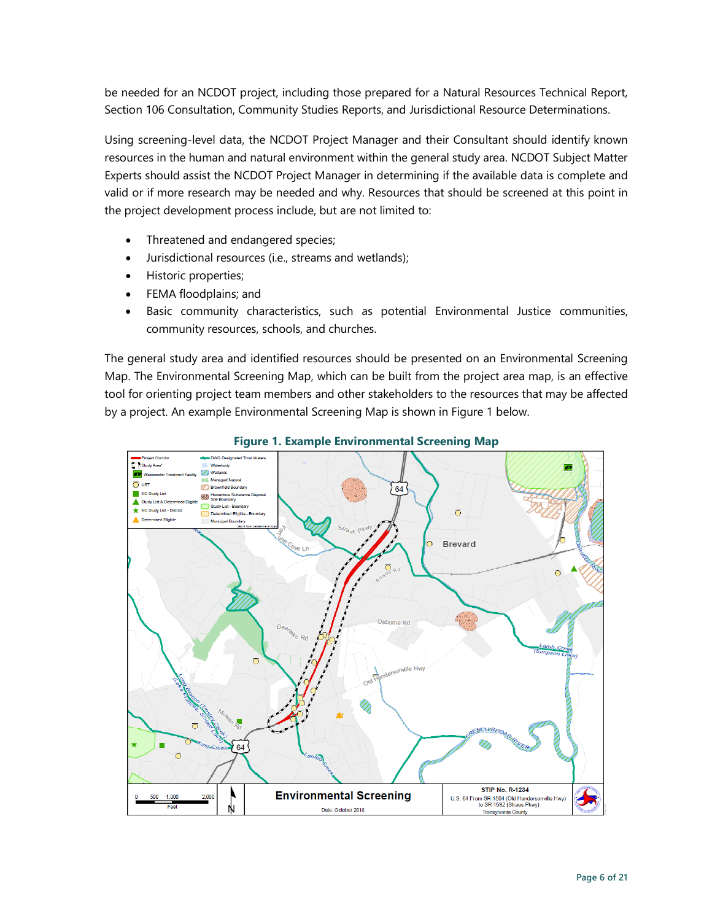be needed for an NCDOT project, including those prepared for a Natural Resources Technical Report, Section 106 Consultation, Community Studies Reports, and Jurisdictional Resource Determinations.

Using screening-level data, the NCDOT Project Manager and their Consultant should identify known resources in the human and natural environment within the general study area. NCDOT Subject Matter Experts should assist the NCDOT Project Manager in determining if the available data is complete and valid or if more research may be needed and why. Resources that should be screened at this point in the project development process include, but are not limited to:

- Threatened and endangered species;
- Jurisdictional resources (i.e., streams and wetlands);
- Historic properties;
- FEMA floodplains; and
- Basic community characteristics, such as potential Environmental Justice communities, community resources, schools, and churches.

The general study area and identified resources should be presented on an Environmental Screening Map. The Environmental Screening Map, which can be built from the project area map, is an effective tool for orienting project team members and other stakeholders to the resources that may be affected by a project. An example Environmental Screening Map is shown in Figure 1 below.

**Figure 1. Example Environmental Screening Map**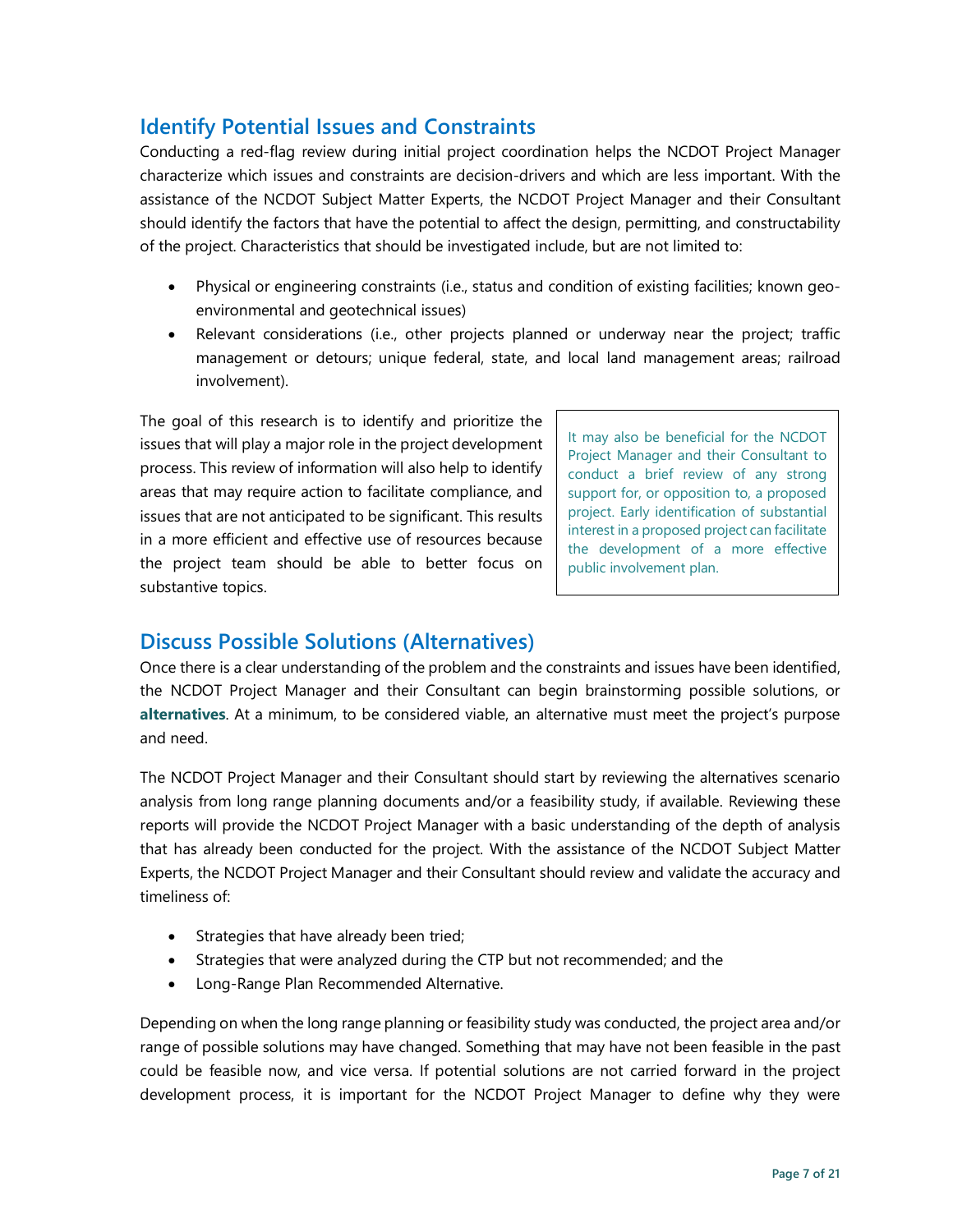## Identify Potential Issues and Constraints

Conducting a red-flag review during initial project coordination helps the NCDOT Project Manager characterize which issues and constraints are decision-drivers and which are less important. With the assistance of the NCDOT Subject Matter Experts, the NCDOT Project Manager and their Consultant should identify the factors that have the potential to affect the design, permitting, and constructability of the project. Characteristics that should be investigated include, but are not limited to:

- Physical or engineering constraints (i.e., status and condition of existing facilities; known geo-environmental and geotechnical issues)
- Relevant considerations (i.e., other projects planned or underway near the project; traffic management or detours; unique federal, state, and local land management areas; railroad involvement).

The goal of this research is to identify and prioritize the issues that will play a major role in the project development process. This review of information will also help to identify areas that may require action to facilitate compliance, and issues that are not anticipated to be significant. This results in a more efficient and effective use of resources because the project team should be able to better focus on substantive topics.

> It may also be beneficial for the NCDOT Project Manager and their Consultant to conduct a brief review of any strong support for, or opposition to, a proposed project. Early identification of substantial interest in a proposed project can facilitate the development of a more effective public involvement plan.

## Discuss Possible Solutions (Alternatives)

Once there is a clear understanding of the problem and the constraints and issues have been identified, the NCDOT Project Manager and their Consultant can begin brainstorming possible solutions, or **alternatives**. At a minimum, to be considered viable, an alternative must meet the project's purpose and need.

The NCDOT Project Manager and their Consultant should start by reviewing the alternatives scenario analysis from long range planning documents and/or a feasibility study, if available. Reviewing these reports will provide the NCDOT Project Manager with a basic understanding of the depth of analysis that has already been conducted for the project. With the assistance of the NCDOT Subject Matter Experts, the NCDOT Project Manager and their Consultant should review and validate the accuracy and timeliness of:

- Strategies that have already been tried;
- Strategies that were analyzed during the CTP but not recommended; and the
- Long-Range Plan Recommended Alternative.

Depending on when the long range planning or feasibility study was conducted, the project area and/or range of possible solutions may have changed. Something that may have not been feasible in the past could be feasible now, and vice versa. If potential solutions are not carried forward in the project development process, it is important for the NCDOT Project Manager to define why they were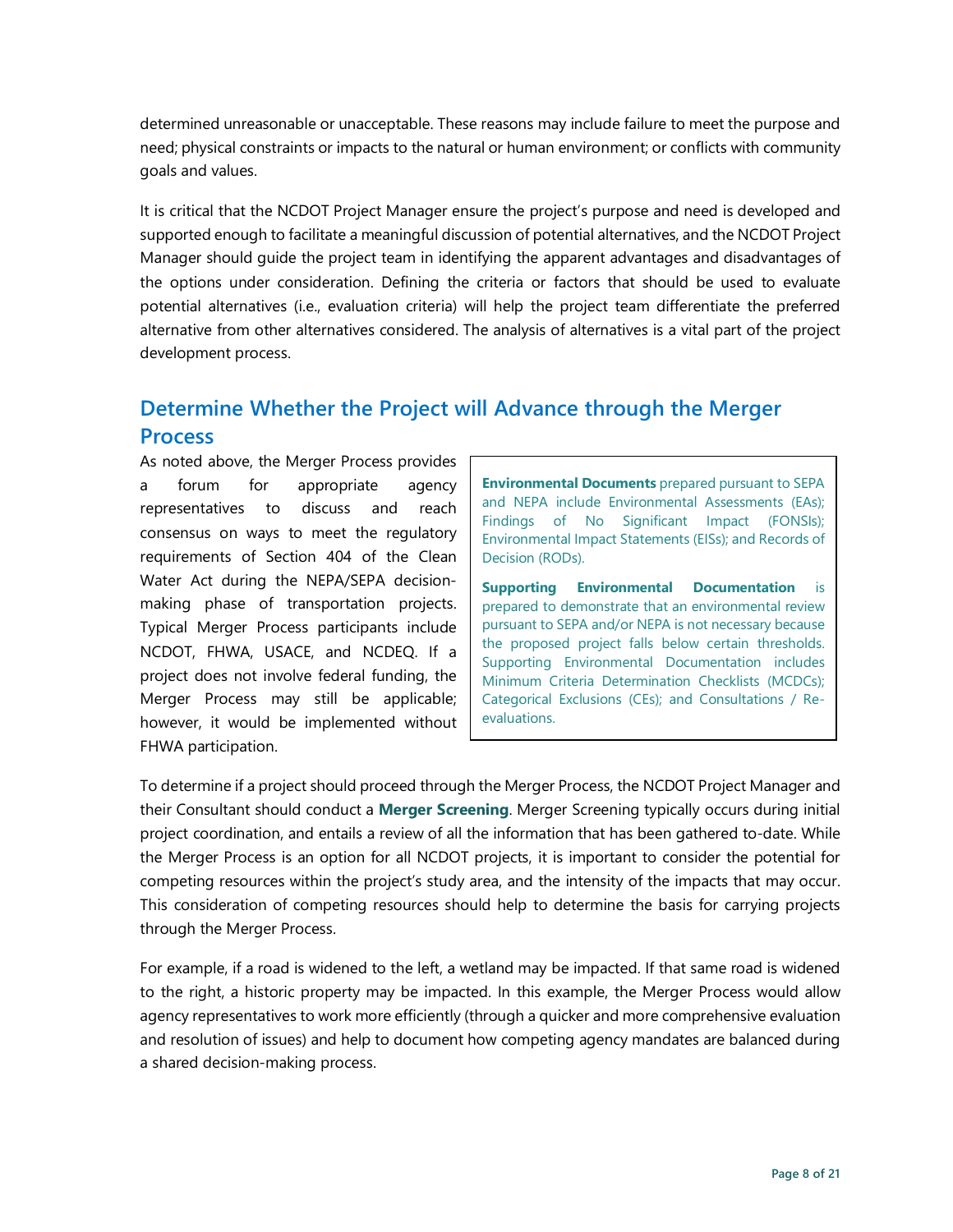determined unreasonable or unacceptable. These reasons may include failure to meet the purpose and need; physical constraints or impacts to the natural or human environment; or conflicts with community goals and values.

It is critical that the NCDOT Project Manager ensure the project's purpose and need is developed and supported enough to facilitate a meaningful discussion of potential alternatives, and the NCDOT Project Manager should guide the project team in identifying the apparent advantages and disadvantages of the options under consideration. Defining the criteria or factors that should be used to evaluate potential alternatives (i.e., evaluation criteria) will help the project team differentiate the preferred alternative from other alternatives considered. The analysis of alternatives is a vital part of the project development process.

## Determine Whether the Project will Advance through the Merger Process

As noted above, the Merger Process provides a forum for appropriate agency representatives to discuss and reach consensus on ways to meet the regulatory requirements of Section 404 of the Clean Water Act during the NEPA/SEPA decision-making phase of transportation projects. Typical Merger Process participants include NCDOT, FHWA, USACE, and NCDEQ. If a project does not involve federal funding, the Merger Process may still be applicable; however, it would be implemented without FHWA participation.

> **Environmental Documents** prepared pursuant to SEPA and NEPA include Environmental Assessments (EAs); Findings of No Significant Impact (FONSIs); Environmental Impact Statements (EISs); and Records of Decision (RODs).
>
> **Supporting Environmental Documentation** is prepared to demonstrate that an environmental review pursuant to SEPA and/or NEPA is not necessary because the proposed project falls below certain thresholds. Supporting Environmental Documentation includes Minimum Criteria Determination Checklists (MCDCs); Categorical Exclusions (CEs); and Consultations / Re-evaluations.

To determine if a project should proceed through the Merger Process, the NCDOT Project Manager and their Consultant should conduct a **Merger Screening**. Merger Screening typically occurs during initial project coordination, and entails a review of all the information that has been gathered to-date. While the Merger Process is an option for all NCDOT projects, it is important to consider the potential for competing resources within the project's study area, and the intensity of the impacts that may occur. This consideration of competing resources should help to determine the basis for carrying projects through the Merger Process.

For example, if a road is widened to the left, a wetland may be impacted. If that same road is widened to the right, a historic property may be impacted. In this example, the Merger Process would allow agency representatives to work more efficiently (through a quicker and more comprehensive evaluation and resolution of issues) and help to document how competing agency mandates are balanced during a shared decision-making process.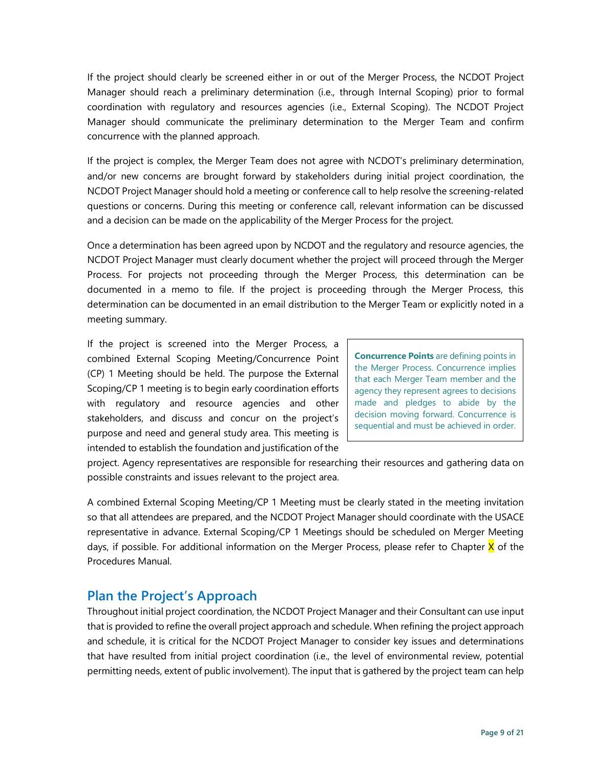If the project should clearly be screened either in or out of the Merger Process, the NCDOT Project Manager should reach a preliminary determination (i.e., through Internal Scoping) prior to formal coordination with regulatory and resources agencies (i.e., External Scoping). The NCDOT Project Manager should communicate the preliminary determination to the Merger Team and confirm concurrence with the planned approach.

If the project is complex, the Merger Team does not agree with NCDOT's preliminary determination, and/or new concerns are brought forward by stakeholders during initial project coordination, the NCDOT Project Manager should hold a meeting or conference call to help resolve the screening-related questions or concerns. During this meeting or conference call, relevant information can be discussed and a decision can be made on the applicability of the Merger Process for the project.

Once a determination has been agreed upon by NCDOT and the regulatory and resource agencies, the NCDOT Project Manager must clearly document whether the project will proceed through the Merger Process. For projects not proceeding through the Merger Process, this determination can be documented in a memo to file. If the project is proceeding through the Merger Process, this determination can be documented in an email distribution to the Merger Team or explicitly noted in a meeting summary.

If the project is screened into the Merger Process, a combined External Scoping Meeting/Concurrence Point (CP) 1 Meeting should be held. The purpose the External Scoping/CP 1 meeting is to begin early coordination efforts with regulatory and resource agencies and other stakeholders, and discuss and concur on the project's purpose and need and general study area. This meeting is intended to establish the foundation and justification of the project. Agency representatives are responsible for researching their resources and gathering data on possible constraints and issues relevant to the project area.

> **Concurrence Points** are defining points in the Merger Process. Concurrence implies that each Merger Team member and the agency they represent agrees to decisions made and pledges to abide by the decision moving forward. Concurrence is sequential and must be achieved in order.

A combined External Scoping Meeting/CP 1 Meeting must be clearly stated in the meeting invitation so that all attendees are prepared, and the NCDOT Project Manager should coordinate with the USACE representative in advance. External Scoping/CP 1 Meetings should be scheduled on Merger Meeting days, if possible. For additional information on the Merger Process, please refer to Chapter X of the Procedures Manual.

## Plan the Project's Approach

Throughout initial project coordination, the NCDOT Project Manager and their Consultant can use input that is provided to refine the overall project approach and schedule. When refining the project approach and schedule, it is critical for the NCDOT Project Manager to consider key issues and determinations that have resulted from initial project coordination (i.e., the level of environmental review, potential permitting needs, extent of public involvement). The input that is gathered by the project team can help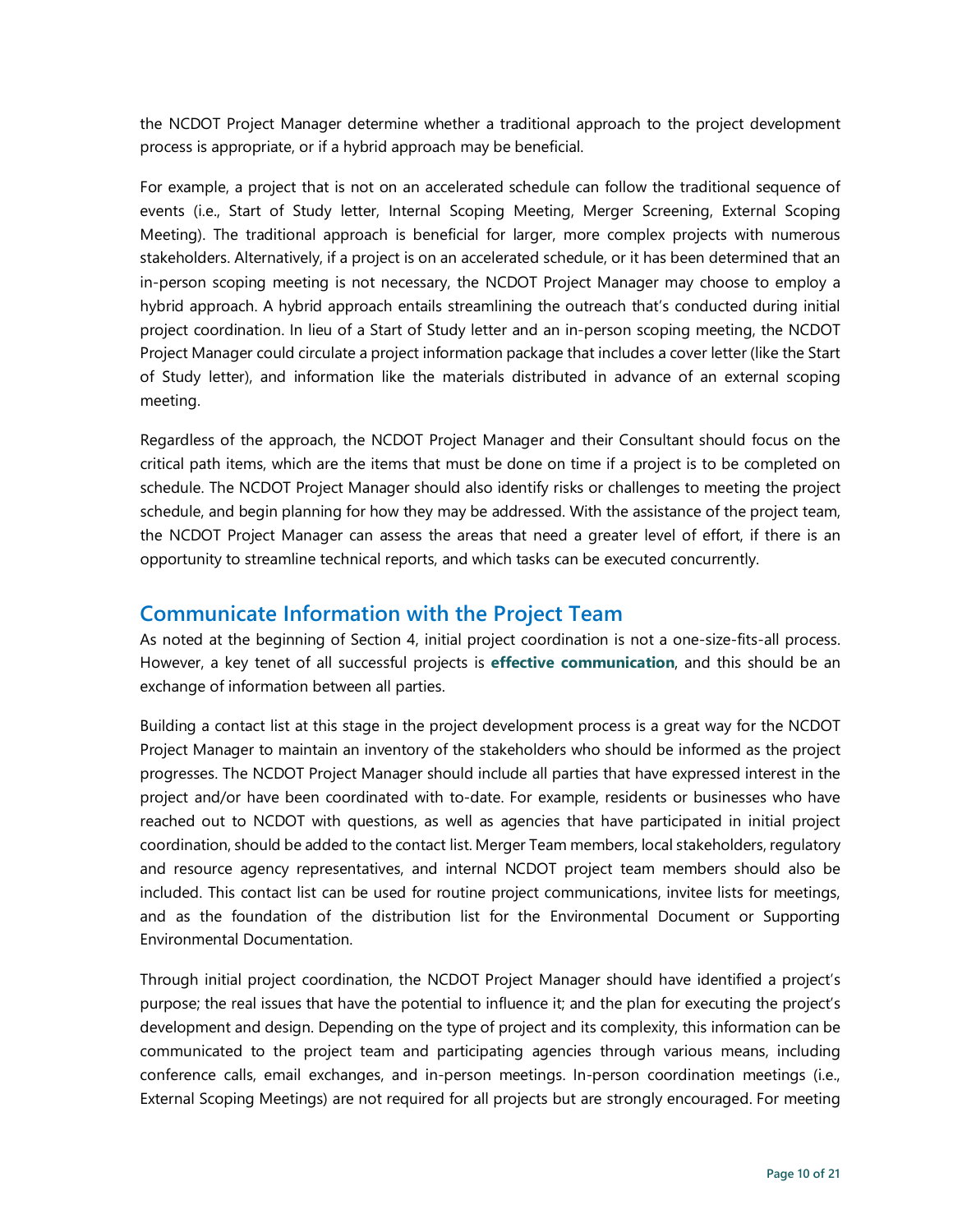the NCDOT Project Manager determine whether a traditional approach to the project development process is appropriate, or if a hybrid approach may be beneficial.

For example, a project that is not on an accelerated schedule can follow the traditional sequence of events (i.e., Start of Study letter, Internal Scoping Meeting, Merger Screening, External Scoping Meeting). The traditional approach is beneficial for larger, more complex projects with numerous stakeholders. Alternatively, if a project is on an accelerated schedule, or it has been determined that an in-person scoping meeting is not necessary, the NCDOT Project Manager may choose to employ a hybrid approach. A hybrid approach entails streamlining the outreach that's conducted during initial project coordination. In lieu of a Start of Study letter and an in-person scoping meeting, the NCDOT Project Manager could circulate a project information package that includes a cover letter (like the Start of Study letter), and information like the materials distributed in advance of an external scoping meeting.

Regardless of the approach, the NCDOT Project Manager and their Consultant should focus on the critical path items, which are the items that must be done on time if a project is to be completed on schedule. The NCDOT Project Manager should also identify risks or challenges to meeting the project schedule, and begin planning for how they may be addressed. With the assistance of the project team, the NCDOT Project Manager can assess the areas that need a greater level of effort, if there is an opportunity to streamline technical reports, and which tasks can be executed concurrently.

## Communicate Information with the Project Team

As noted at the beginning of Section 4, initial project coordination is not a one-size-fits-all process. However, a key tenet of all successful projects is **effective communication**, and this should be an exchange of information between all parties.

Building a contact list at this stage in the project development process is a great way for the NCDOT Project Manager to maintain an inventory of the stakeholders who should be informed as the project progresses. The NCDOT Project Manager should include all parties that have expressed interest in the project and/or have been coordinated with to-date. For example, residents or businesses who have reached out to NCDOT with questions, as well as agencies that have participated in initial project coordination, should be added to the contact list. Merger Team members, local stakeholders, regulatory and resource agency representatives, and internal NCDOT project team members should also be included. This contact list can be used for routine project communications, invitee lists for meetings, and as the foundation of the distribution list for the Environmental Document or Supporting Environmental Documentation.

Through initial project coordination, the NCDOT Project Manager should have identified a project's purpose; the real issues that have the potential to influence it; and the plan for executing the project's development and design. Depending on the type of project and its complexity, this information can be communicated to the project team and participating agencies through various means, including conference calls, email exchanges, and in-person meetings. In-person coordination meetings (i.e., External Scoping Meetings) are not required for all projects but are strongly encouraged. For meeting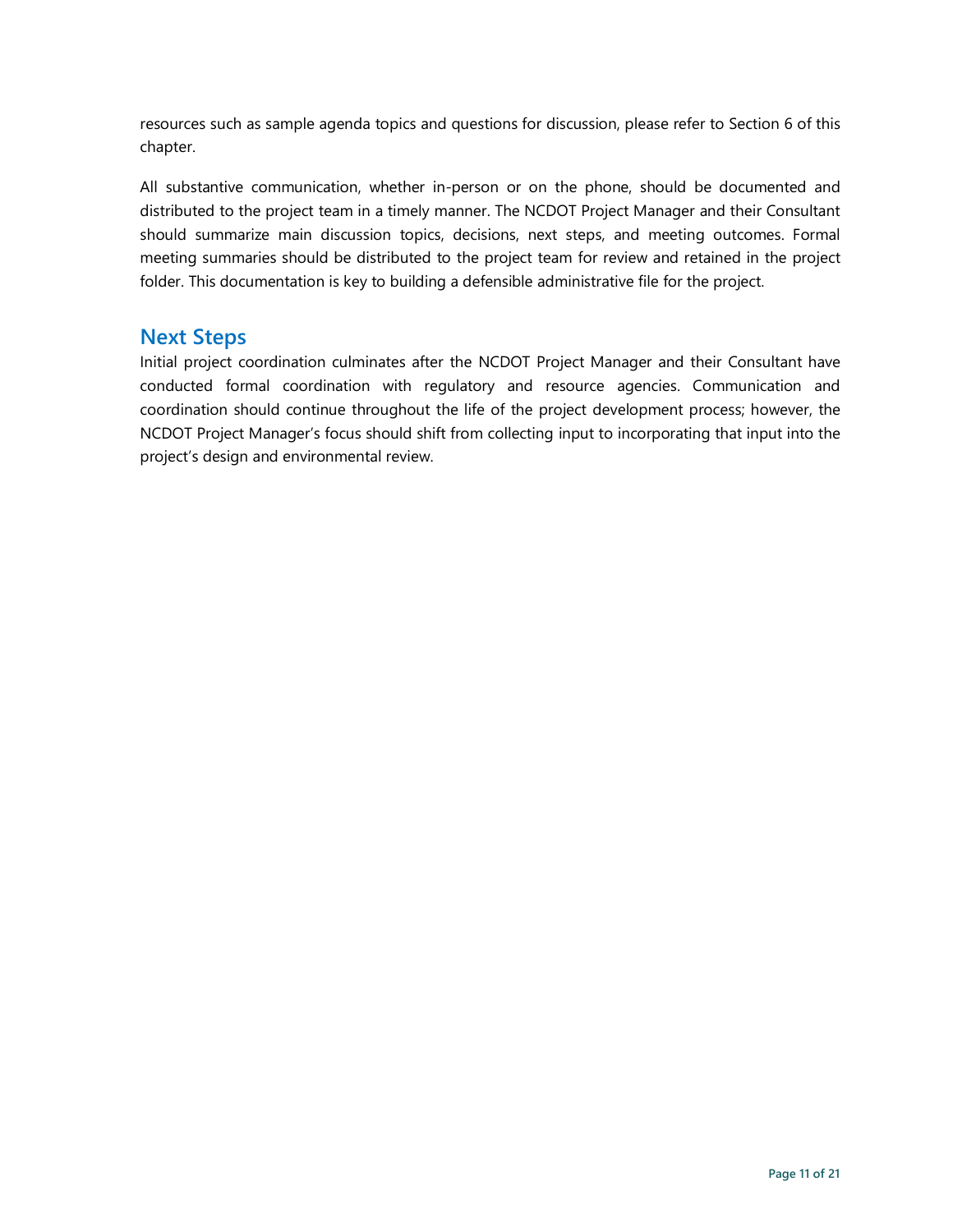resources such as sample agenda topics and questions for discussion, please refer to Section 6 of this chapter.

All substantive communication, whether in-person or on the phone, should be documented and distributed to the project team in a timely manner. The NCDOT Project Manager and their Consultant should summarize main discussion topics, decisions, next steps, and meeting outcomes. Formal meeting summaries should be distributed to the project team for review and retained in the project folder. This documentation is key to building a defensible administrative file for the project.

## Next Steps

Initial project coordination culminates after the NCDOT Project Manager and their Consultant have conducted formal coordination with regulatory and resource agencies. Communication and coordination should continue throughout the life of the project development process; however, the NCDOT Project Manager's focus should shift from collecting input to incorporating that input into the project's design and environmental review.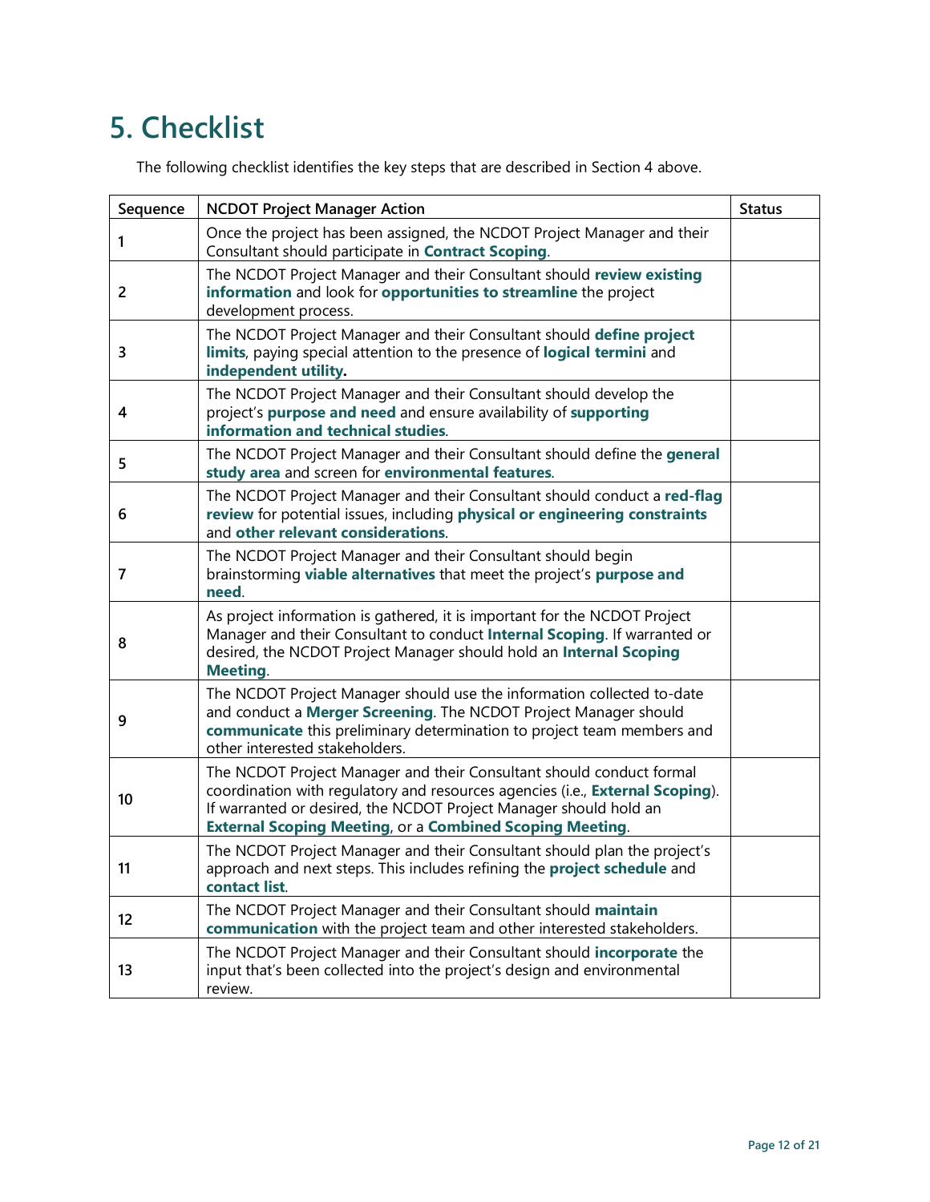# 5. Checklist

The following checklist identifies the key steps that are described in Section 4 above.

| Sequence | NCDOT Project Manager Action | Status |
|---|---|---|
| 1 | Once the project has been assigned, the NCDOT Project Manager and their Consultant should participate in **Contract Scoping**. | |
| 2 | The NCDOT Project Manager and their Consultant should **review existing information** and look for **opportunities to streamline** the project development process. | |
| 3 | The NCDOT Project Manager and their Consultant should **define project limits**, paying special attention to the presence of **logical termini** and **independent utility.** | |
| 4 | The NCDOT Project Manager and their Consultant should develop the project's **purpose and need** and ensure availability of **supporting information and technical studies**. | |
| 5 | The NCDOT Project Manager and their Consultant should define the **general study area** and screen for **environmental features**. | |
| 6 | The NCDOT Project Manager and their Consultant should conduct a **red-flag review** for potential issues, including **physical or engineering constraints** and **other relevant considerations**. | |
| 7 | The NCDOT Project Manager and their Consultant should begin brainstorming **viable alternatives** that meet the project's **purpose and need**. | |
| 8 | As project information is gathered, it is important for the NCDOT Project Manager and their Consultant to conduct **Internal Scoping**. If warranted or desired, the NCDOT Project Manager should hold an **Internal Scoping Meeting**. | |
| 9 | The NCDOT Project Manager should use the information collected to-date and conduct a **Merger Screening**. The NCDOT Project Manager should **communicate** this preliminary determination to project team members and other interested stakeholders. | |
| 10 | The NCDOT Project Manager and their Consultant should conduct formal coordination with regulatory and resources agencies (i.e., **External Scoping**). If warranted or desired, the NCDOT Project Manager should hold an **External Scoping Meeting**, or a **Combined Scoping Meeting**. | |
| 11 | The NCDOT Project Manager and their Consultant should plan the project's approach and next steps. This includes refining the **project schedule** and **contact list**. | |
| 12 | The NCDOT Project Manager and their Consultant should **maintain communication** with the project team and other interested stakeholders. | |
| 13 | The NCDOT Project Manager and their Consultant should **incorporate** the input that's been collected into the project's design and environmental review. | |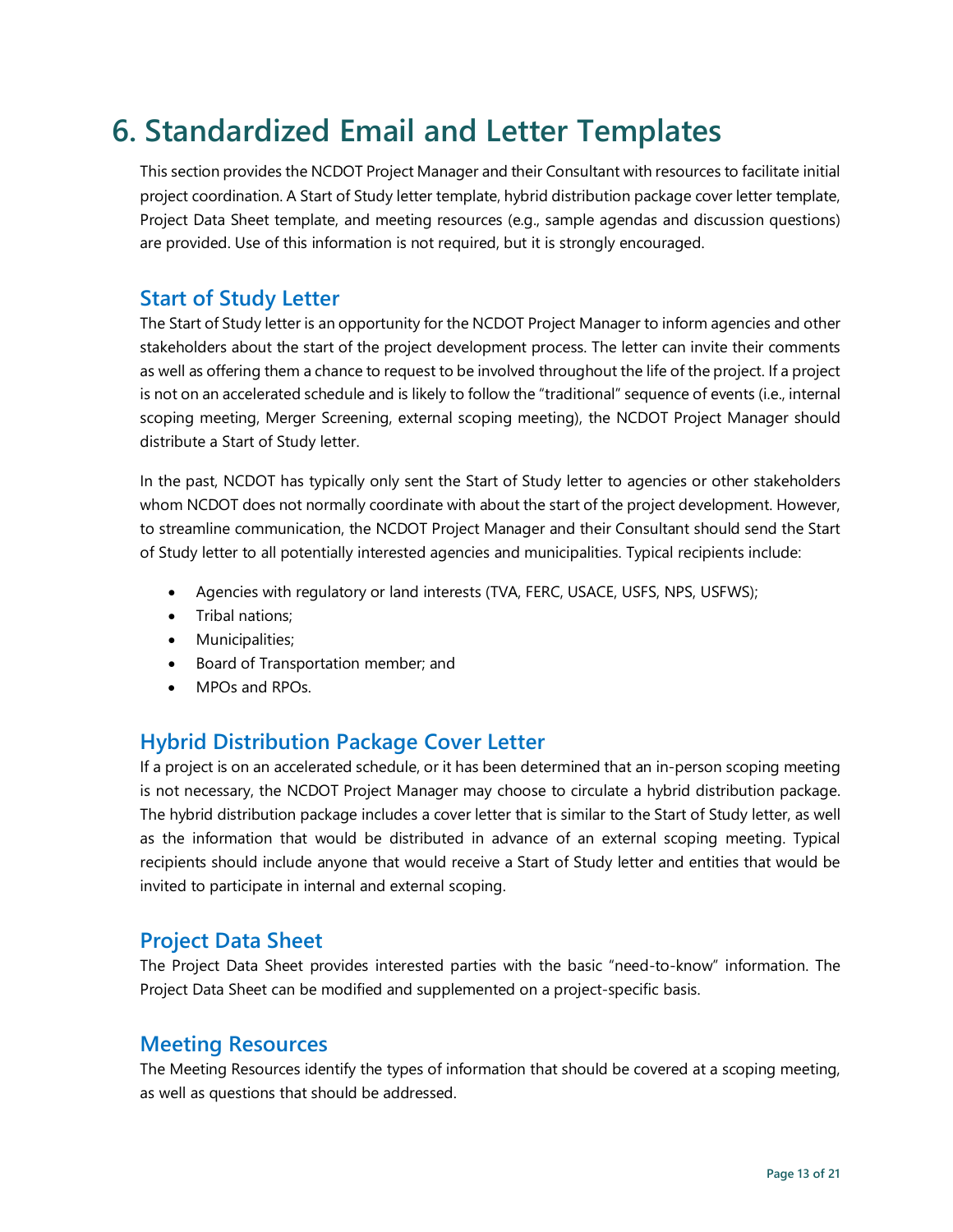# 6. Standardized Email and Letter Templates

This section provides the NCDOT Project Manager and their Consultant with resources to facilitate initial project coordination. A Start of Study letter template, hybrid distribution package cover letter template, Project Data Sheet template, and meeting resources (e.g., sample agendas and discussion questions) are provided. Use of this information is not required, but it is strongly encouraged.

## Start of Study Letter

The Start of Study letter is an opportunity for the NCDOT Project Manager to inform agencies and other stakeholders about the start of the project development process. The letter can invite their comments as well as offering them a chance to request to be involved throughout the life of the project. If a project is not on an accelerated schedule and is likely to follow the "traditional" sequence of events (i.e., internal scoping meeting, Merger Screening, external scoping meeting), the NCDOT Project Manager should distribute a Start of Study letter.

In the past, NCDOT has typically only sent the Start of Study letter to agencies or other stakeholders whom NCDOT does not normally coordinate with about the start of the project development. However, to streamline communication, the NCDOT Project Manager and their Consultant should send the Start of Study letter to all potentially interested agencies and municipalities. Typical recipients include:

- Agencies with regulatory or land interests (TVA, FERC, USACE, USFS, NPS, USFWS);
- Tribal nations;
- Municipalities;
- Board of Transportation member; and
- MPOs and RPOs.

## Hybrid Distribution Package Cover Letter

If a project is on an accelerated schedule, or it has been determined that an in-person scoping meeting is not necessary, the NCDOT Project Manager may choose to circulate a hybrid distribution package. The hybrid distribution package includes a cover letter that is similar to the Start of Study letter, as well as the information that would be distributed in advance of an external scoping meeting. Typical recipients should include anyone that would receive a Start of Study letter and entities that would be invited to participate in internal and external scoping.

## Project Data Sheet

The Project Data Sheet provides interested parties with the basic "need-to-know" information. The Project Data Sheet can be modified and supplemented on a project-specific basis.

## Meeting Resources

The Meeting Resources identify the types of information that should be covered at a scoping meeting, as well as questions that should be addressed.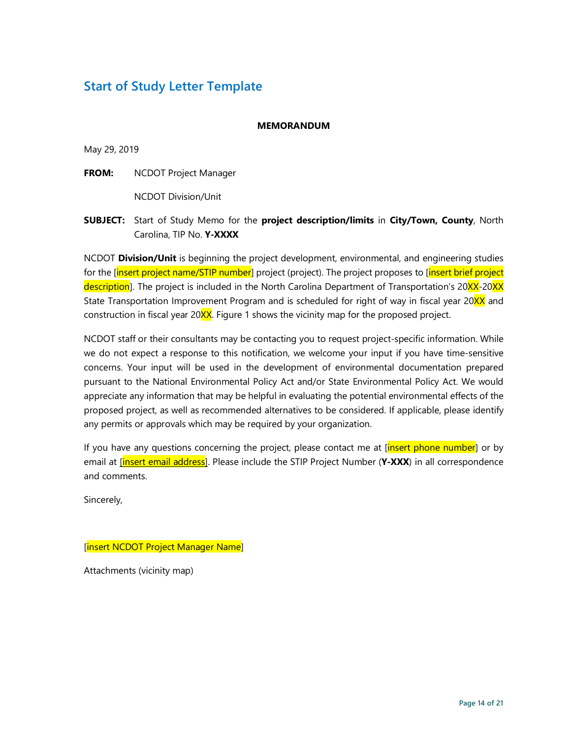## Start of Study Letter Template

**MEMORANDUM**

May 29, 2019

**FROM:** NCDOT Project Manager

NCDOT Division/Unit

**SUBJECT:** Start of Study Memo for the **project description/limits** in **City/Town, County**, North Carolina, TIP No. **Y-XXXX**

NCDOT **Division/Unit** is beginning the project development, environmental, and engineering studies for the [insert project name/STIP number] project (project). The project proposes to [insert brief project description]. The project is included in the North Carolina Department of Transportation's 20XX-20XX State Transportation Improvement Program and is scheduled for right of way in fiscal year 20XX and construction in fiscal year 20XX. Figure 1 shows the vicinity map for the proposed project.

NCDOT staff or their consultants may be contacting you to request project-specific information. While we do not expect a response to this notification, we welcome your input if you have time-sensitive concerns. Your input will be used in the development of environmental documentation prepared pursuant to the National Environmental Policy Act and/or State Environmental Policy Act. We would appreciate any information that may be helpful in evaluating the potential environmental effects of the proposed project, as well as recommended alternatives to be considered. If applicable, please identify any permits or approvals which may be required by your organization.

If you have any questions concerning the project, please contact me at [insert phone number] or by email at [insert email address]. Please include the STIP Project Number (**Y-XXX**) in all correspondence and comments.

Sincerely,

[insert NCDOT Project Manager Name]

Attachments (vicinity map)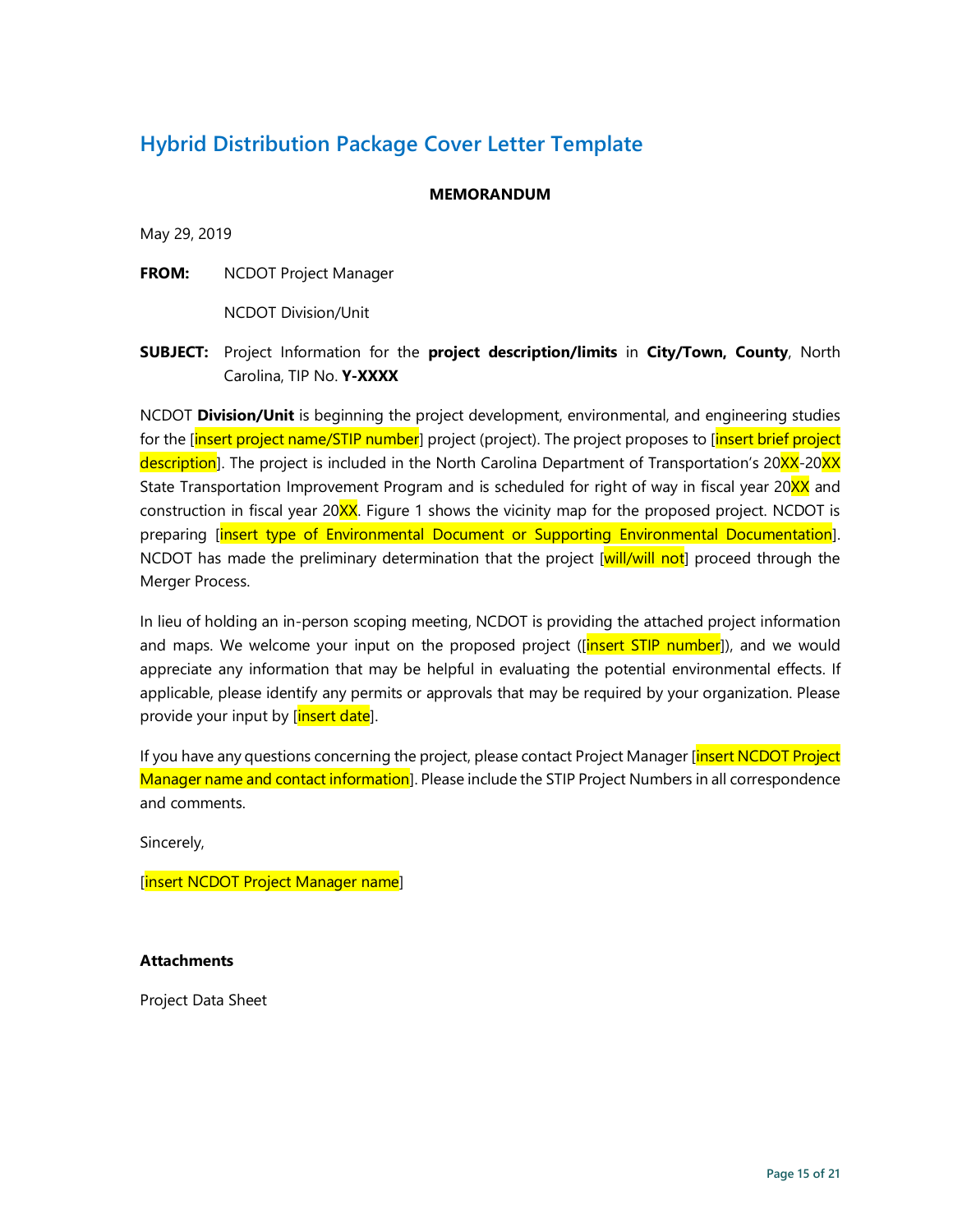## Hybrid Distribution Package Cover Letter Template

**MEMORANDUM**

May 29, 2019

**FROM:** NCDOT Project Manager

NCDOT Division/Unit

**SUBJECT:** Project Information for the **project description/limits** in **City/Town, County**, North Carolina, TIP No. **Y-XXXX**

NCDOT **Division/Unit** is beginning the project development, environmental, and engineering studies for the [insert project name/STIP number] project (project). The project proposes to [insert brief project description]. The project is included in the North Carolina Department of Transportation's 20XX-20XX State Transportation Improvement Program and is scheduled for right of way in fiscal year 20XX and construction in fiscal year 20XX. Figure 1 shows the vicinity map for the proposed project. NCDOT is preparing [insert type of Environmental Document or Supporting Environmental Documentation]. NCDOT has made the preliminary determination that the project [will/will not] proceed through the Merger Process.

In lieu of holding an in-person scoping meeting, NCDOT is providing the attached project information and maps. We welcome your input on the proposed project ([insert STIP number]), and we would appreciate any information that may be helpful in evaluating the potential environmental effects. If applicable, please identify any permits or approvals that may be required by your organization. Please provide your input by [insert date].

If you have any questions concerning the project, please contact Project Manager [insert NCDOT Project Manager name and contact information]. Please include the STIP Project Numbers in all correspondence and comments.

Sincerely,

[insert NCDOT Project Manager name]

**Attachments**

Project Data Sheet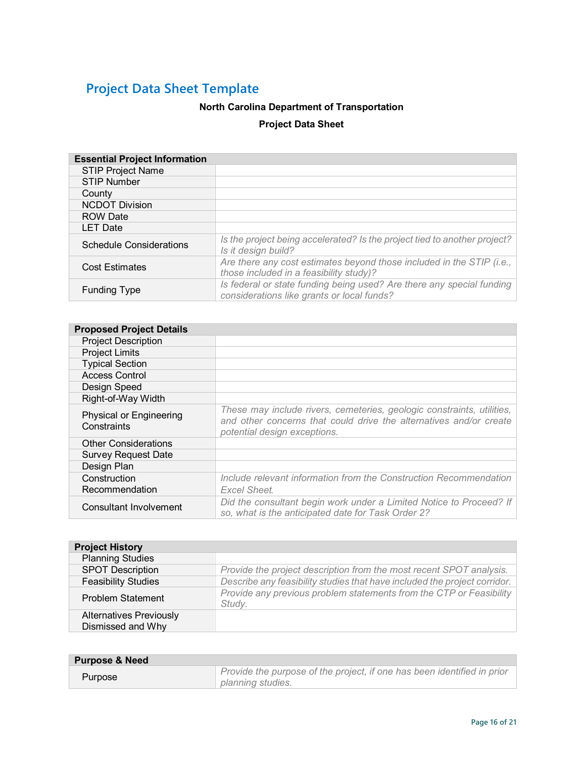## Project Data Sheet Template

**North Carolina Department of Transportation**

**Project Data Sheet**

| **Essential Project Information** | |
|---|---|
| STIP Project Name | |
| STIP Number | |
| County | |
| NCDOT Division | |
| ROW Date | |
| LET Date | |
| Schedule Considerations | *Is the project being accelerated? Is the project tied to another project? Is it design build?* |
| Cost Estimates | *Are there any cost estimates beyond those included in the STIP (i.e., those included in a feasibility study)?* |
| Funding Type | *Is federal or state funding being used? Are there any special funding considerations like grants or local funds?* |

| **Proposed Project Details** | |
|---|---|
| Project Description | |
| Project Limits | |
| Typical Section | |
| Access Control | |
| Design Speed | |
| Right-of-Way Width | |
| Physical or Engineering Constraints | *These may include rivers, cemeteries, geologic constraints, utilities, and other concerns that could drive the alternatives and/or create potential design exceptions.* |
| Other Considerations | |
| Survey Request Date | |
| Design Plan | |
| Construction Recommendation | *Include relevant information from the Construction Recommendation Excel Sheet.* |
| Consultant Involvement | *Did the consultant begin work under a Limited Notice to Proceed? If so, what is the anticipated date for Task Order 2?* |

| **Project History** | |
|---|---|
| Planning Studies | |
| SPOT Description | *Provide the project description from the most recent SPOT analysis.* |
| Feasibility Studies | *Describe any feasibility studies that have included the project corridor.* |
| Problem Statement | *Provide any previous problem statements from the CTP or Feasibility Study.* |
| Alternatives Previously Dismissed and Why | |

| **Purpose & Need** | |
|---|---|
| Purpose | *Provide the purpose of the project, if one has been identified in prior planning studies.* |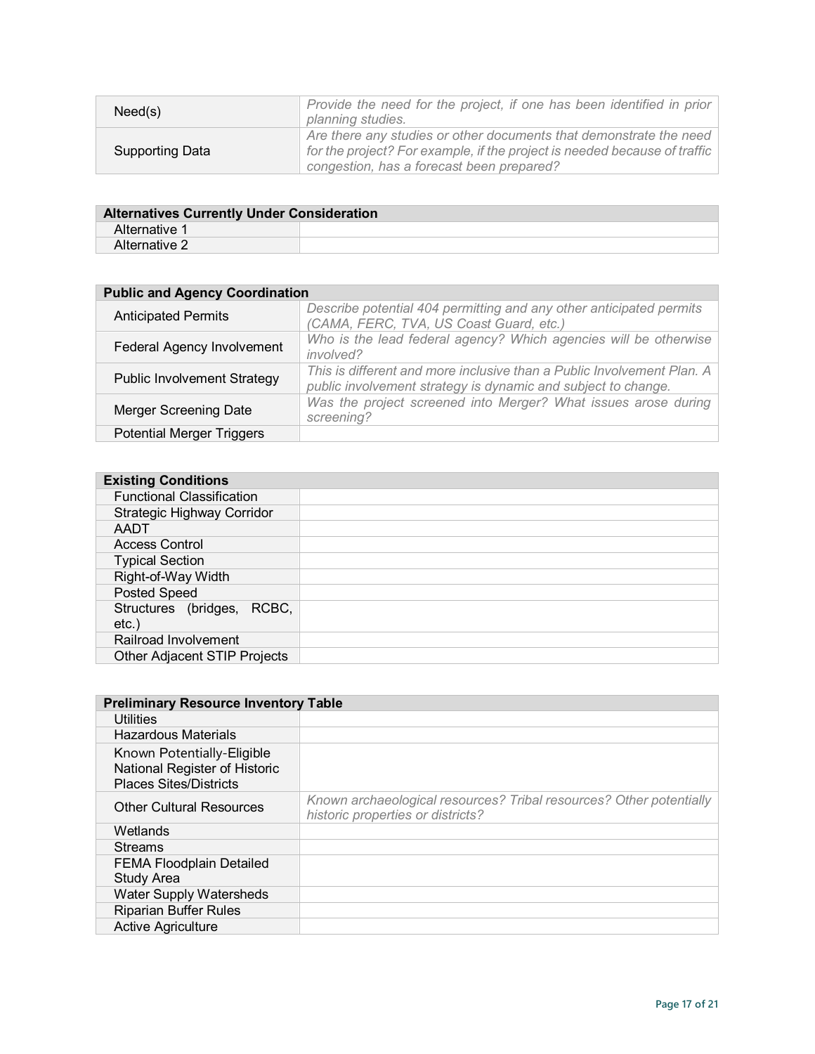| | |
|---|---|
| Need(s) | *Provide the need for the project, if one has been identified in prior planning studies.* |
| Supporting Data | *Are there any studies or other documents that demonstrate the need for the project? For example, if the project is needed because of traffic congestion, has a forecast been prepared?* |

| **Alternatives Currently Under Consideration** | |
|---|---|
| Alternative 1 | |
| Alternative 2 | |

| **Public and Agency Coordination** | |
|---|---|
| Anticipated Permits | *Describe potential 404 permitting and any other anticipated permits (CAMA, FERC, TVA, US Coast Guard, etc.)* |
| Federal Agency Involvement | *Who is the lead federal agency? Which agencies will be otherwise involved?* |
| Public Involvement Strategy | *This is different and more inclusive than a Public Involvement Plan. A public involvement strategy is dynamic and subject to change.* |
| Merger Screening Date | *Was the project screened into Merger? What issues arose during screening?* |
| Potential Merger Triggers | |

| **Existing Conditions** | |
|---|---|
| Functional Classification | |
| Strategic Highway Corridor | |
| AADT | |
| Access Control | |
| Typical Section | |
| Right-of-Way Width | |
| Posted Speed | |
| Structures (bridges, RCBC, etc.) | |
| Railroad Involvement | |
| Other Adjacent STIP Projects | |

| **Preliminary Resource Inventory Table** | |
|---|---|
| Utilities | |
| Hazardous Materials | |
| Known Potentially-Eligible National Register of Historic Places Sites/Districts | |
| Other Cultural Resources | *Known archaeological resources? Tribal resources? Other potentially historic properties or districts?* |
| Wetlands | |
| Streams | |
| FEMA Floodplain Detailed Study Area | |
| Water Supply Watersheds | |
| Riparian Buffer Rules | |
| Active Agriculture | |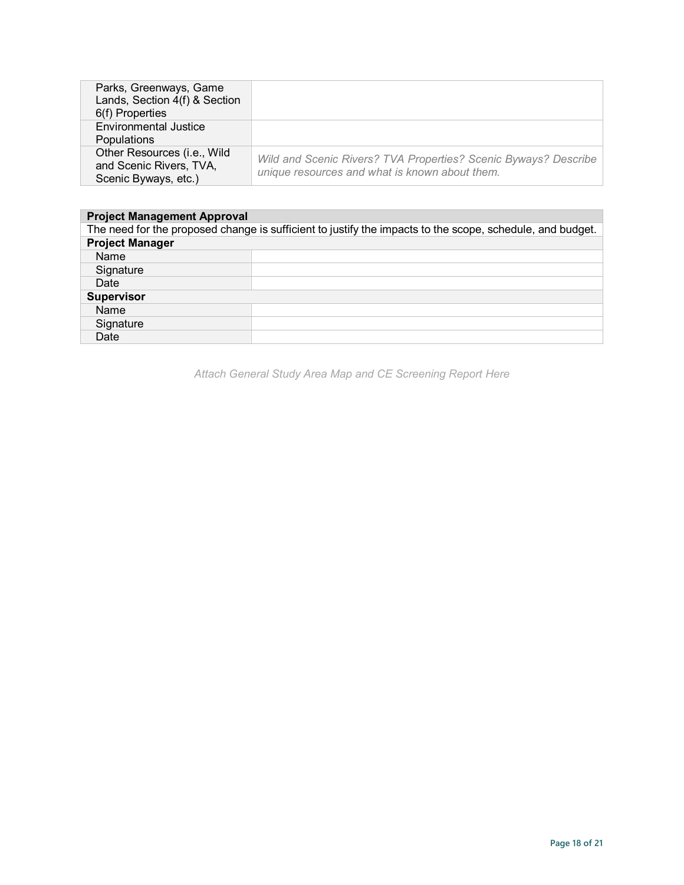| | |
|---|---|
| Parks, Greenways, Game Lands, Section 4(f) & Section 6(f) Properties | |
| Environmental Justice Populations | |
| Other Resources (i.e., Wild and Scenic Rivers, TVA, Scenic Byways, etc.) | *Wild and Scenic Rivers? TVA Properties? Scenic Byways? Describe unique resources and what is known about them.* |

| **Project Management Approval** | |
|---|---|
| The need for the proposed change is sufficient to justify the impacts to the scope, schedule, and budget. | |
| **Project Manager** | |
| Name | |
| Signature | |
| Date | |
| **Supervisor** | |
| Name | |
| Signature | |
| Date | |

*Attach General Study Area Map and CE Screening Report Here*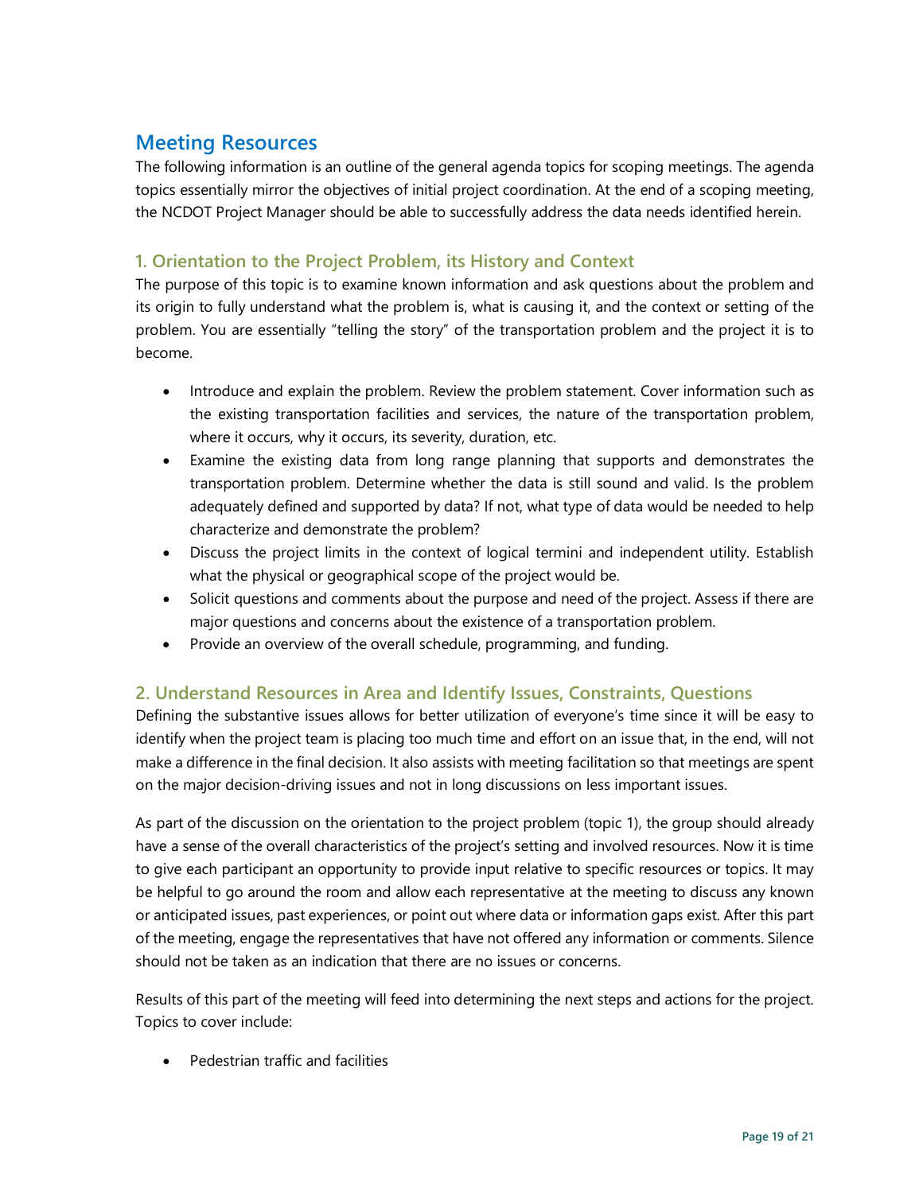## Meeting Resources

The following information is an outline of the general agenda topics for scoping meetings. The agenda topics essentially mirror the objectives of initial project coordination. At the end of a scoping meeting, the NCDOT Project Manager should be able to successfully address the data needs identified herein.

### 1. Orientation to the Project Problem, its History and Context

The purpose of this topic is to examine known information and ask questions about the problem and its origin to fully understand what the problem is, what is causing it, and the context or setting of the problem. You are essentially "telling the story" of the transportation problem and the project it is to become.

- Introduce and explain the problem. Review the problem statement. Cover information such as the existing transportation facilities and services, the nature of the transportation problem, where it occurs, why it occurs, its severity, duration, etc.
- Examine the existing data from long range planning that supports and demonstrates the transportation problem. Determine whether the data is still sound and valid. Is the problem adequately defined and supported by data? If not, what type of data would be needed to help characterize and demonstrate the problem?
- Discuss the project limits in the context of logical termini and independent utility. Establish what the physical or geographical scope of the project would be.
- Solicit questions and comments about the purpose and need of the project. Assess if there are major questions and concerns about the existence of a transportation problem.
- Provide an overview of the overall schedule, programming, and funding.

### 2. Understand Resources in Area and Identify Issues, Constraints, Questions

Defining the substantive issues allows for better utilization of everyone's time since it will be easy to identify when the project team is placing too much time and effort on an issue that, in the end, will not make a difference in the final decision. It also assists with meeting facilitation so that meetings are spent on the major decision-driving issues and not in long discussions on less important issues.

As part of the discussion on the orientation to the project problem (topic 1), the group should already have a sense of the overall characteristics of the project's setting and involved resources. Now it is time to give each participant an opportunity to provide input relative to specific resources or topics. It may be helpful to go around the room and allow each representative at the meeting to discuss any known or anticipated issues, past experiences, or point out where data or information gaps exist. After this part of the meeting, engage the representatives that have not offered any information or comments. Silence should not be taken as an indication that there are no issues or concerns.

Results of this part of the meeting will feed into determining the next steps and actions for the project. Topics to cover include:

- Pedestrian traffic and facilities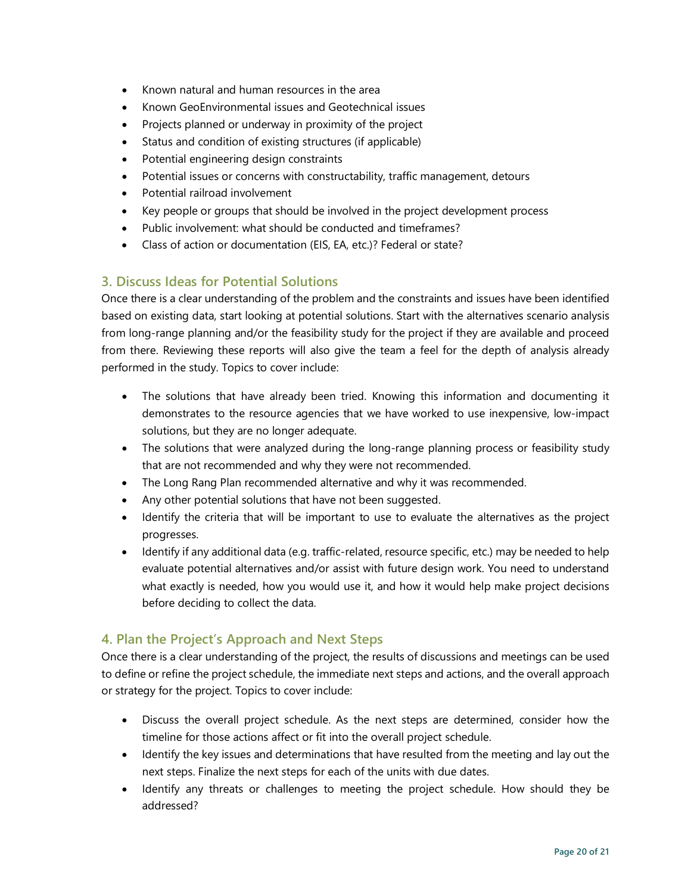- Known natural and human resources in the area
- Known GeoEnvironmental issues and Geotechnical issues
- Projects planned or underway in proximity of the project
- Status and condition of existing structures (if applicable)
- Potential engineering design constraints
- Potential issues or concerns with constructability, traffic management, detours
- Potential railroad involvement
- Key people or groups that should be involved in the project development process
- Public involvement: what should be conducted and timeframes?
- Class of action or documentation (EIS, EA, etc.)? Federal or state?

## 3. Discuss Ideas for Potential Solutions

Once there is a clear understanding of the problem and the constraints and issues have been identified based on existing data, start looking at potential solutions. Start with the alternatives scenario analysis from long-range planning and/or the feasibility study for the project if they are available and proceed from there. Reviewing these reports will also give the team a feel for the depth of analysis already performed in the study. Topics to cover include:

- The solutions that have already been tried. Knowing this information and documenting it demonstrates to the resource agencies that we have worked to use inexpensive, low-impact solutions, but they are no longer adequate.
- The solutions that were analyzed during the long-range planning process or feasibility study that are not recommended and why they were not recommended.
- The Long Rang Plan recommended alternative and why it was recommended.
- Any other potential solutions that have not been suggested.
- Identify the criteria that will be important to use to evaluate the alternatives as the project progresses.
- Identify if any additional data (e.g. traffic-related, resource specific, etc.) may be needed to help evaluate potential alternatives and/or assist with future design work. You need to understand what exactly is needed, how you would use it, and how it would help make project decisions before deciding to collect the data.

## 4. Plan the Project's Approach and Next Steps

Once there is a clear understanding of the project, the results of discussions and meetings can be used to define or refine the project schedule, the immediate next steps and actions, and the overall approach or strategy for the project. Topics to cover include:

- Discuss the overall project schedule. As the next steps are determined, consider how the timeline for those actions affect or fit into the overall project schedule.
- Identify the key issues and determinations that have resulted from the meeting and lay out the next steps. Finalize the next steps for each of the units with due dates.
- Identify any threats or challenges to meeting the project schedule. How should they be addressed?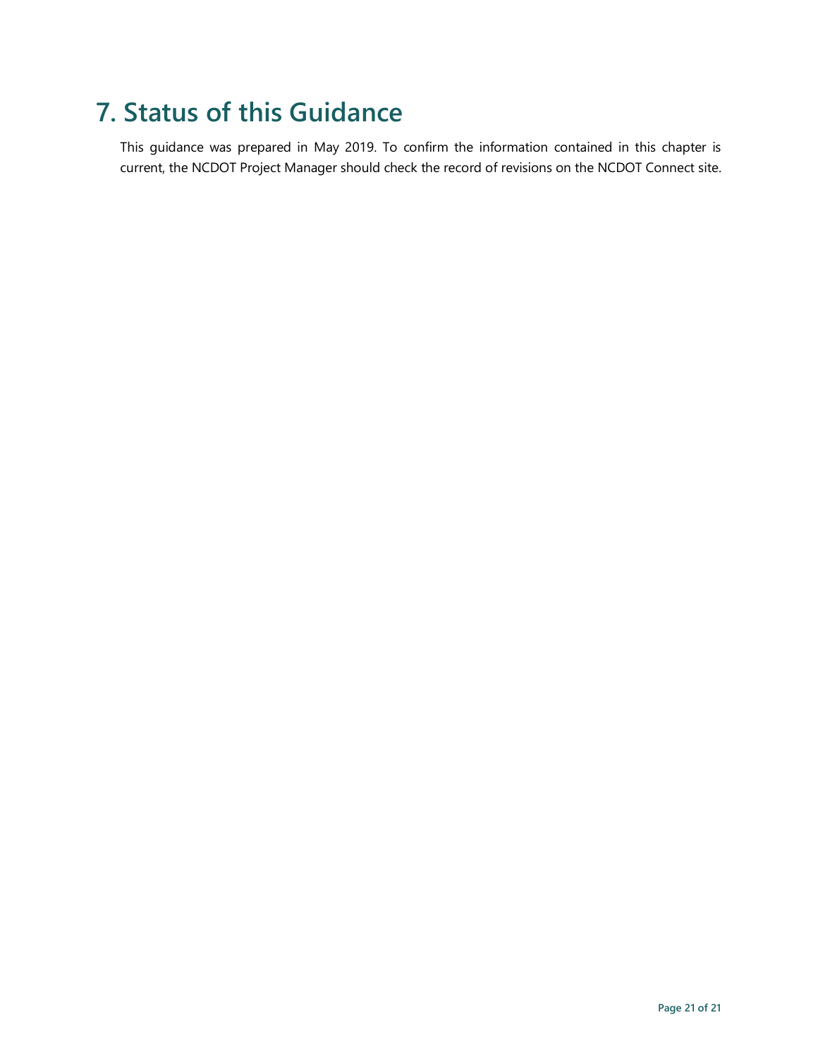# 7. Status of this Guidance

This guidance was prepared in May 2019. To confirm the information contained in this chapter is current, the NCDOT Project Manager should check the record of revisions on the NCDOT Connect site.